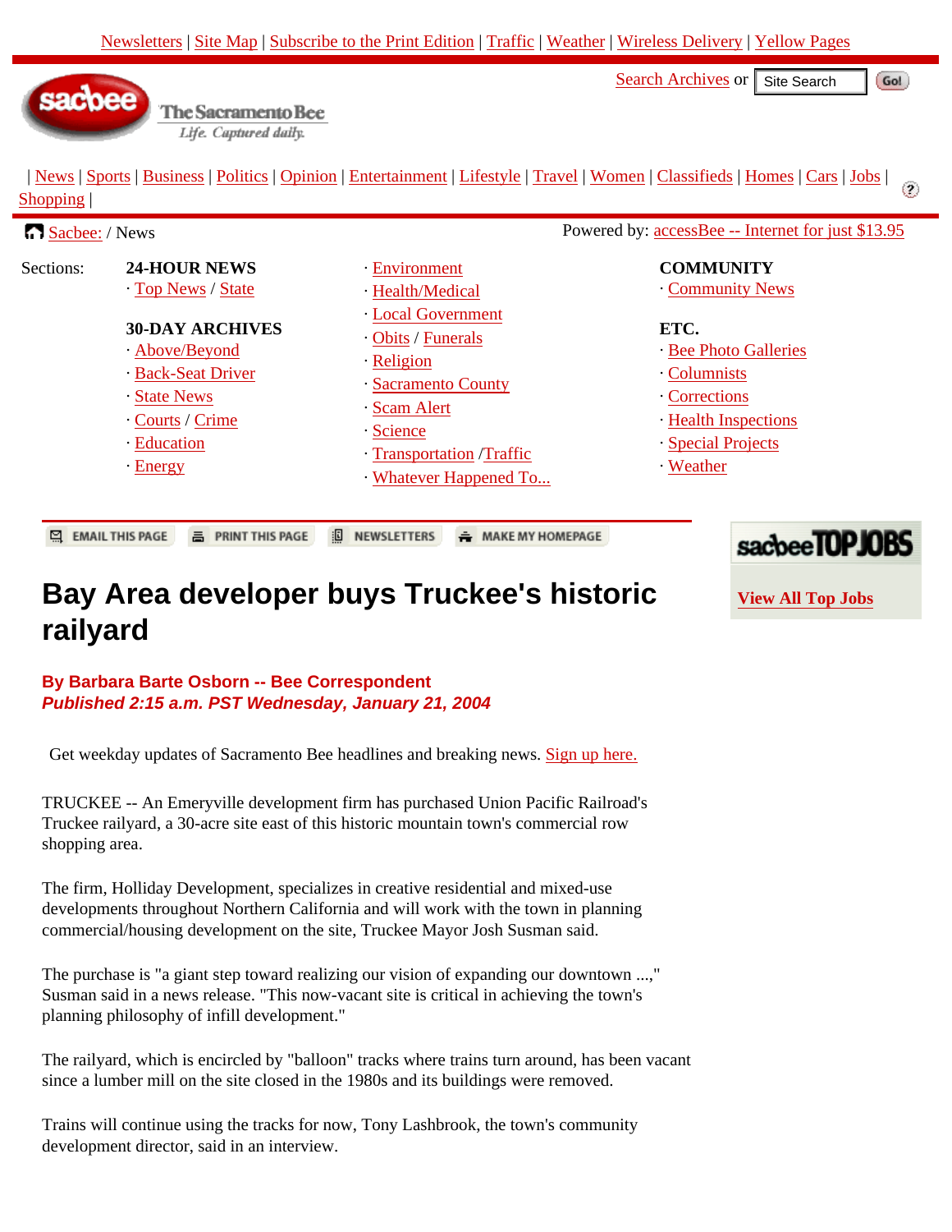Newsletters | Site Map | Subscribe to the Print Edition | Traffic | Weather | Wireless Delivery | Yellow Pages

Search Archives or Site Search Go!

The Sacramento Bee
*Life. Captured daily.*

| News | Sports | Business | Politics | Opinion | Entertainment | Lifestyle | Travel | Women | Classifieds | Homes | Cars | Jobs | Shopping |

Sacbee: / News

Powered by: accessBee -- Internet for just $13.95

Sections:

**24-HOUR NEWS**
· Top News / State

**30-DAY ARCHIVES**
· Above/Beyond
· Back-Seat Driver
· State News
· Courts / Crime
· Education
· Energy
· Environment
· Health/Medical
· Local Government
· Obits / Funerals
· Religion
· Sacramento County
· Scam Alert
· Science
· Transportation /Traffic
· Whatever Happened To...

**COMMUNITY**
· Community News

**ETC.**
· Bee Photo Galleries
· Columnists
· Corrections
· Health Inspections
· Special Projects
· Weather

EMAIL THIS PAGE | PRINT THIS PAGE | NEWSLETTERS | MAKE MY HOMEPAGE

sacbee TOP JOBS

View All Top Jobs

# Bay Area developer buys Truckee's historic railyard

**By Barbara Barte Osborn -- Bee Correspondent**
***Published 2:15 a.m. PST Wednesday, January 21, 2004***

Get weekday updates of Sacramento Bee headlines and breaking news. Sign up here.

TRUCKEE -- An Emeryville development firm has purchased Union Pacific Railroad's Truckee railyard, a 30-acre site east of this historic mountain town's commercial row shopping area.

The firm, Holliday Development, specializes in creative residential and mixed-use developments throughout Northern California and will work with the town in planning commercial/housing development on the site, Truckee Mayor Josh Susman said.

The purchase is "a giant step toward realizing our vision of expanding our downtown ...," Susman said in a news release. "This now-vacant site is critical in achieving the town's planning philosophy of infill development."

The railyard, which is encircled by "balloon" tracks where trains turn around, has been vacant since a lumber mill on the site closed in the 1980s and its buildings were removed.

Trains will continue using the tracks for now, Tony Lashbrook, the town's community development director, said in an interview.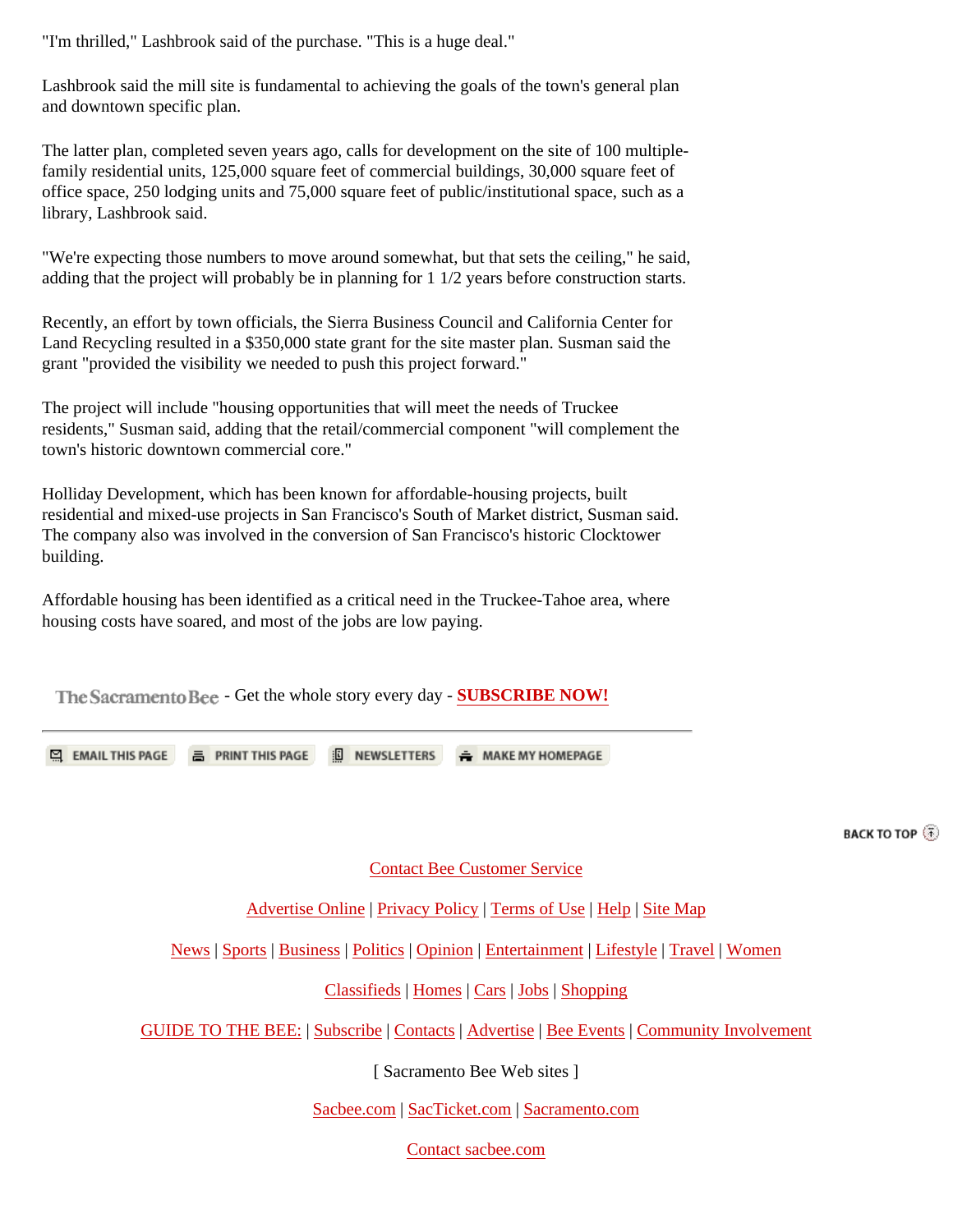"I'm thrilled," Lashbrook said of the purchase. "This is a huge deal."

Lashbrook said the mill site is fundamental to achieving the goals of the town's general plan and downtown specific plan.

The latter plan, completed seven years ago, calls for development on the site of 100 multiple-family residential units, 125,000 square feet of commercial buildings, 30,000 square feet of office space, 250 lodging units and 75,000 square feet of public/institutional space, such as a library, Lashbrook said.

"We're expecting those numbers to move around somewhat, but that sets the ceiling," he said, adding that the project will probably be in planning for 1 1/2 years before construction starts.

Recently, an effort by town officials, the Sierra Business Council and California Center for Land Recycling resulted in a $350,000 state grant for the site master plan. Susman said the grant "provided the visibility we needed to push this project forward."

The project will include "housing opportunities that will meet the needs of Truckee residents," Susman said, adding that the retail/commercial component "will complement the town's historic downtown commercial core."

Holliday Development, which has been known for affordable-housing projects, built residential and mixed-use projects in San Francisco's South of Market district, Susman said. The company also was involved in the conversion of San Francisco's historic Clocktower building.

Affordable housing has been identified as a critical need in the Truckee-Tahoe area, where housing costs have soared, and most of the jobs are low paying.

The Sacramento Bee - Get the whole story every day - **SUBSCRIBE NOW!**

EMAIL THIS PAGE | PRINT THIS PAGE | NEWSLETTERS | MAKE MY HOMEPAGE

BACK TO TOP

Contact Bee Customer Service

Advertise Online | Privacy Policy | Terms of Use | Help | Site Map

News | Sports | Business | Politics | Opinion | Entertainment | Lifestyle | Travel | Women

Classifieds | Homes | Cars | Jobs | Shopping

GUIDE TO THE BEE: | Subscribe | Contacts | Advertise | Bee Events | Community Involvement

[ Sacramento Bee Web sites ]

Sacbee.com | SacTicket.com | Sacramento.com

Contact sacbee.com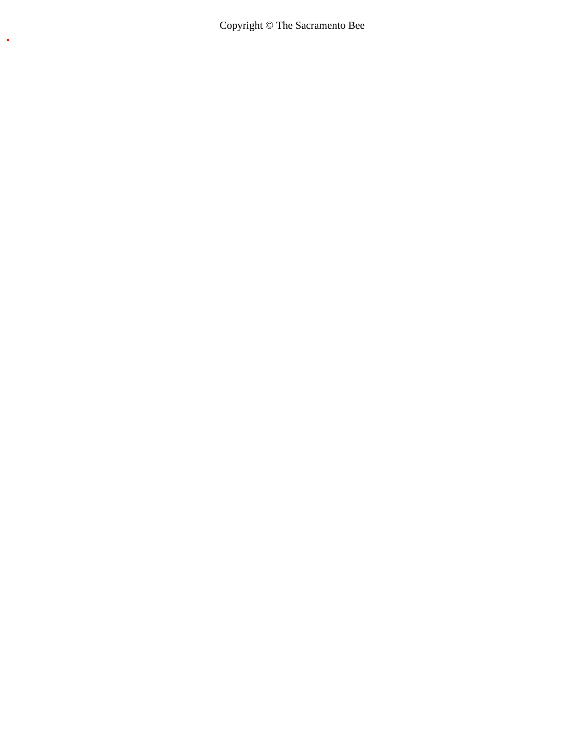Copyright © The Sacramento Bee